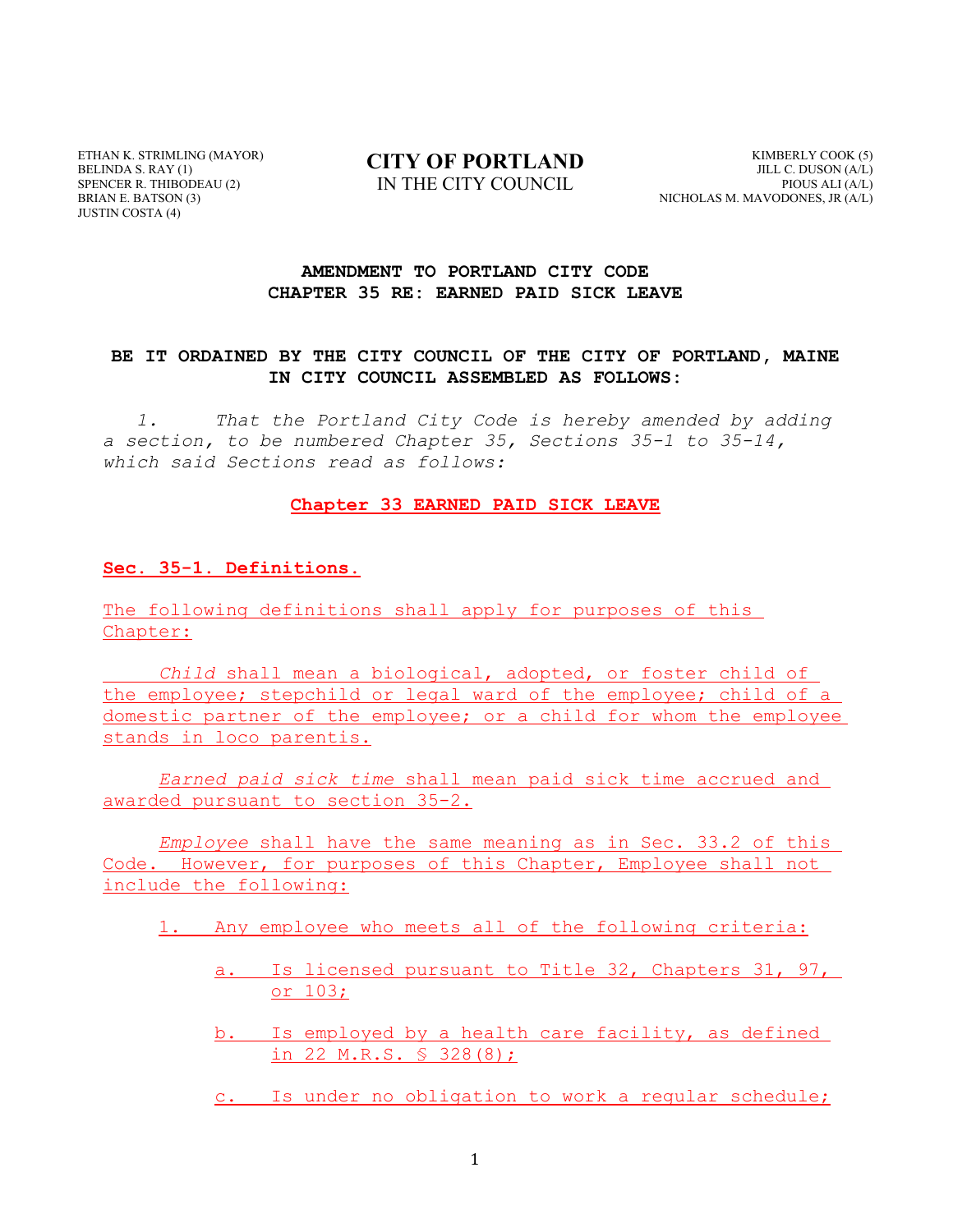ETHAN K. STRIMLING (MAYOR)
BELINDA S. RAY (1)
SPENCER R. THIBODEAU (2)
BRIAN E. BATSON (3)
JUSTIN COSTA (4)

**CITY OF PORTLAND**
IN THE CITY COUNCIL

KIMBERLY COOK (5)
JILL C. DUSON (A/L)
PIOUS ALI (A/L)
NICHOLAS M. MAVODONES, JR (A/L)

**AMENDMENT TO PORTLAND CITY CODE**
**CHAPTER 35 RE: EARNED PAID SICK LEAVE**

**BE IT ORDAINED BY THE CITY COUNCIL OF THE CITY OF PORTLAND, MAINE IN CITY COUNCIL ASSEMBLED AS FOLLOWS:**

*1. That the Portland City Code is hereby amended by adding a section, to be numbered Chapter 35, Sections 35-1 to 35-14, which said Sections read as follows:*

**Chapter 33 EARNED PAID SICK LEAVE**

**Sec. 35-1. Definitions.**

The following definitions shall apply for purposes of this Chapter:

*Child* shall mean a biological, adopted, or foster child of the employee; stepchild or legal ward of the employee; child of a domestic partner of the employee; or a child for whom the employee stands in loco parentis.

*Earned paid sick time* shall mean paid sick time accrued and awarded pursuant to section 35-2.

*Employee* shall have the same meaning as in Sec. 33.2 of this Code. However, for purposes of this Chapter, Employee shall not include the following:

1. Any employee who meets all of the following criteria:

   a. Is licensed pursuant to Title 32, Chapters 31, 97, or 103;

   b. Is employed by a health care facility, as defined in 22 M.R.S. § 328(8);

   c. Is under no obligation to work a regular schedule;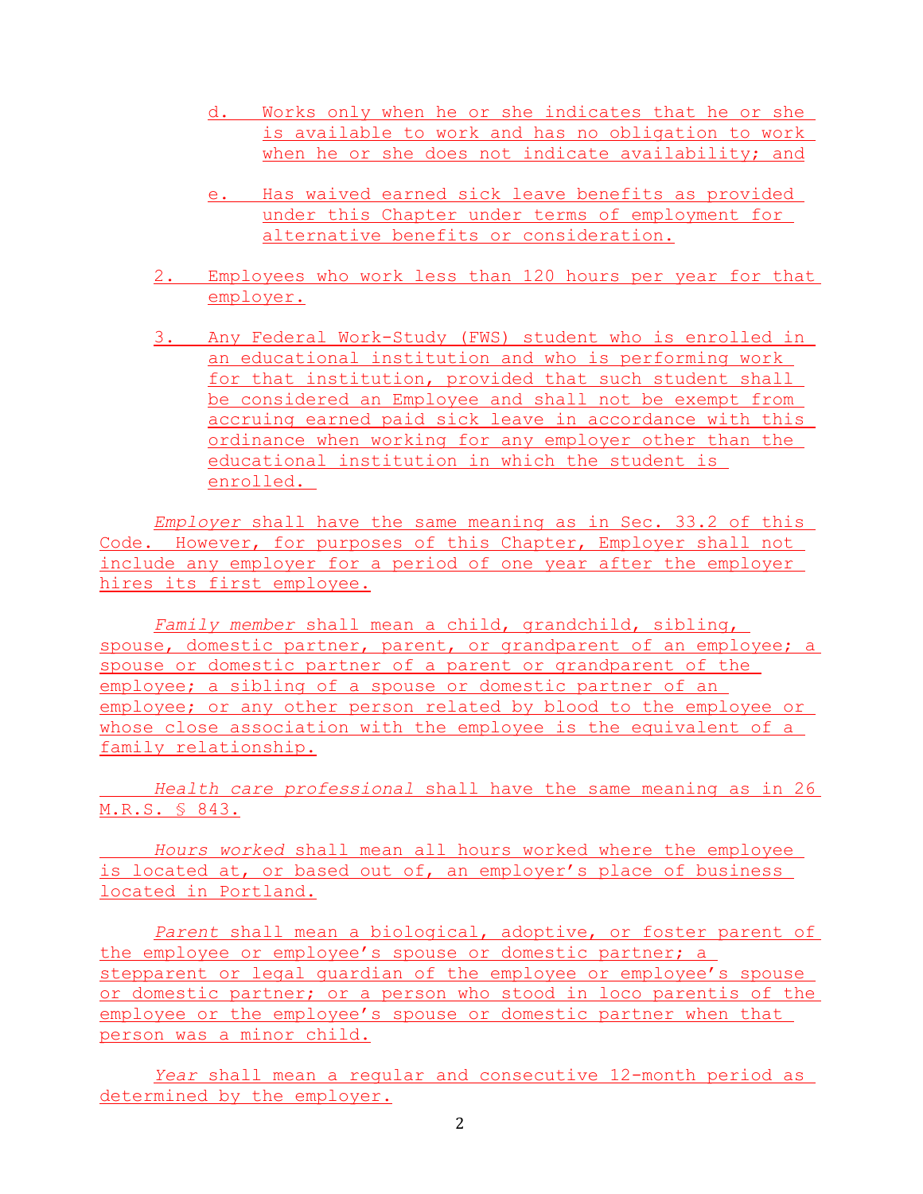d. Works only when he or she indicates that he or she is available to work and has no obligation to work when he or she does not indicate availability; and

e. Has waived earned sick leave benefits as provided under this Chapter under terms of employment for alternative benefits or consideration.

2. Employees who work less than 120 hours per year for that employer.

3. Any Federal Work-Study (FWS) student who is enrolled in an educational institution and who is performing work for that institution, provided that such student shall be considered an Employee and shall not be exempt from accruing earned paid sick leave in accordance with this ordinance when working for any employer other than the educational institution in which the student is enrolled.

*Employer* shall have the same meaning as in Sec. 33.2 of this Code. However, for purposes of this Chapter, Employer shall not include any employer for a period of one year after the employer hires its first employee.

*Family member* shall mean a child, grandchild, sibling, spouse, domestic partner, parent, or grandparent of an employee; a spouse or domestic partner of a parent or grandparent of the employee; a sibling of a spouse or domestic partner of an employee; or any other person related by blood to the employee or whose close association with the employee is the equivalent of a family relationship.

*Health care professional* shall have the same meaning as in 26 M.R.S. § 843.

*Hours worked* shall mean all hours worked where the employee is located at, or based out of, an employer's place of business located in Portland.

*Parent* shall mean a biological, adoptive, or foster parent of the employee or employee's spouse or domestic partner; a stepparent or legal guardian of the employee or employee's spouse or domestic partner; or a person who stood in loco parentis of the employee or the employee's spouse or domestic partner when that person was a minor child.

*Year* shall mean a regular and consecutive 12-month period as determined by the employer.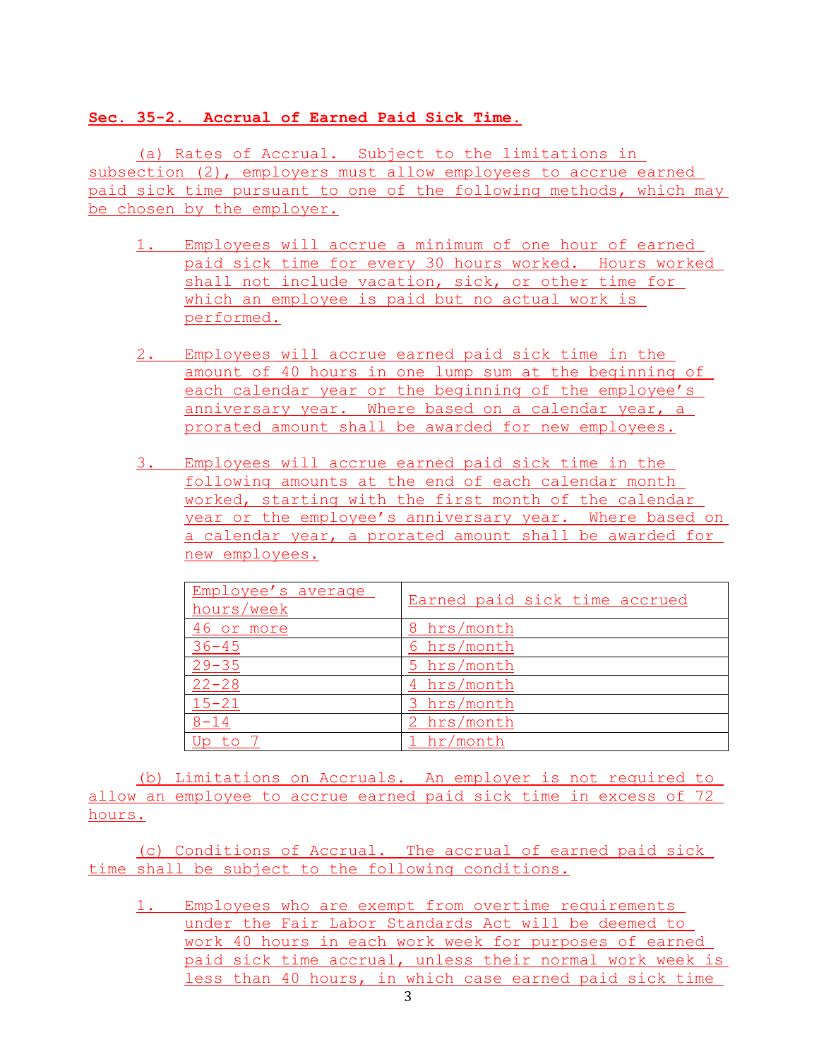**Sec. 35-2. Accrual of Earned Paid Sick Time.**

(a) Rates of Accrual. Subject to the limitations in subsection (2), employers must allow employees to accrue earned paid sick time pursuant to one of the following methods, which may be chosen by the employer.

1. Employees will accrue a minimum of one hour of earned paid sick time for every 30 hours worked. Hours worked shall not include vacation, sick, or other time for which an employee is paid but no actual work is performed.

2. Employees will accrue earned paid sick time in the amount of 40 hours in one lump sum at the beginning of each calendar year or the beginning of the employee's anniversary year. Where based on a calendar year, a prorated amount shall be awarded for new employees.

3. Employees will accrue earned paid sick time in the following amounts at the end of each calendar month worked, starting with the first month of the calendar year or the employee's anniversary year. Where based on a calendar year, a prorated amount shall be awarded for new employees.

| Employee's average hours/week | Earned paid sick time accrued |
|---|---|
| 46 or more | 8 hrs/month |
| 36-45 | 6 hrs/month |
| 29-35 | 5 hrs/month |
| 22-28 | 4 hrs/month |
| 15-21 | 3 hrs/month |
| 8-14 | 2 hrs/month |
| Up to 7 | 1 hr/month |

(b) Limitations on Accruals. An employer is not required to allow an employee to accrue earned paid sick time in excess of 72 hours.

(c) Conditions of Accrual. The accrual of earned paid sick time shall be subject to the following conditions.

1. Employees who are exempt from overtime requirements under the Fair Labor Standards Act will be deemed to work 40 hours in each work week for purposes of earned paid sick time accrual, unless their normal work week is less than 40 hours, in which case earned paid sick time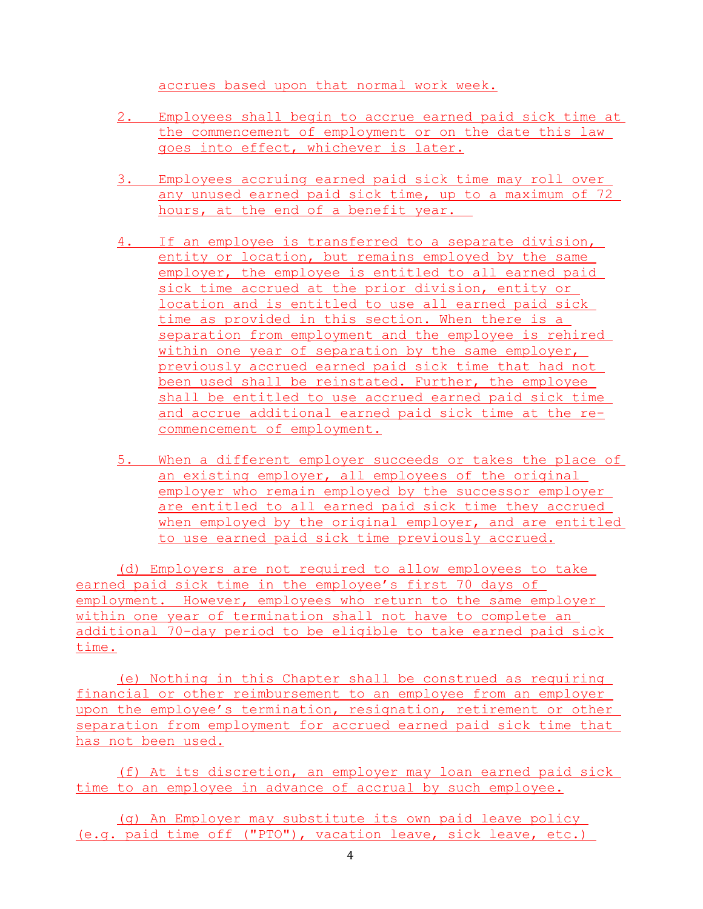accrues based upon that normal work week.

2. Employees shall begin to accrue earned paid sick time at the commencement of employment or on the date this law goes into effect, whichever is later.

3. Employees accruing earned paid sick time may roll over any unused earned paid sick time, up to a maximum of 72 hours, at the end of a benefit year.

4. If an employee is transferred to a separate division, entity or location, but remains employed by the same employer, the employee is entitled to all earned paid sick time accrued at the prior division, entity or location and is entitled to use all earned paid sick time as provided in this section. When there is a separation from employment and the employee is rehired within one year of separation by the same employer, previously accrued earned paid sick time that had not been used shall be reinstated. Further, the employee shall be entitled to use accrued earned paid sick time and accrue additional earned paid sick time at the re-commencement of employment.

5. When a different employer succeeds or takes the place of an existing employer, all employees of the original employer who remain employed by the successor employer are entitled to all earned paid sick time they accrued when employed by the original employer, and are entitled to use earned paid sick time previously accrued.

(d) Employers are not required to allow employees to take earned paid sick time in the employee's first 70 days of employment. However, employees who return to the same employer within one year of termination shall not have to complete an additional 70-day period to be eligible to take earned paid sick time.

(e) Nothing in this Chapter shall be construed as requiring financial or other reimbursement to an employee from an employer upon the employee's termination, resignation, retirement or other separation from employment for accrued earned paid sick time that has not been used.

(f) At its discretion, an employer may loan earned paid sick time to an employee in advance of accrual by such employee.

(g) An Employer may substitute its own paid leave policy (e.g. paid time off ("PTO"), vacation leave, sick leave, etc.)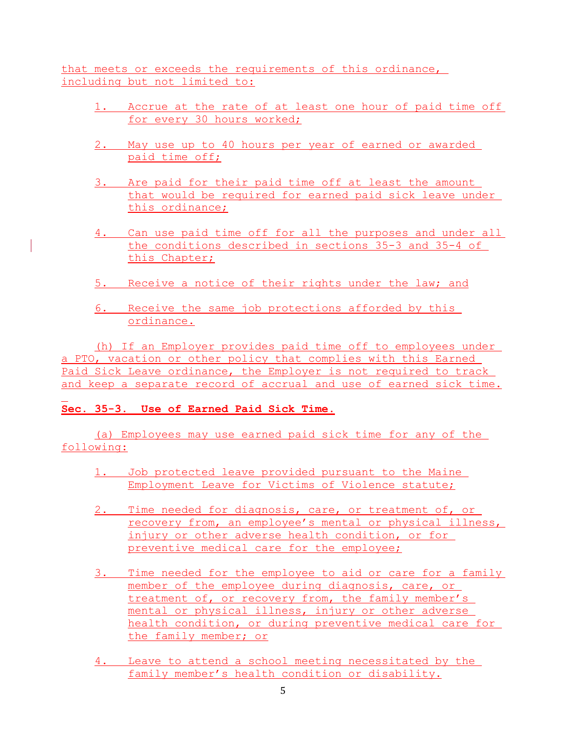that meets or exceeds the requirements of this ordinance, including but not limited to:

1. Accrue at the rate of at least one hour of paid time off for every 30 hours worked;

2. May use up to 40 hours per year of earned or awarded paid time off;

3. Are paid for their paid time off at least the amount that would be required for earned paid sick leave under this ordinance;

4. Can use paid time off for all the purposes and under all the conditions described in sections 35-3 and 35-4 of this Chapter;

5. Receive a notice of their rights under the law; and

6. Receive the same job protections afforded by this ordinance.

(h) If an Employer provides paid time off to employees under a PTO, vacation or other policy that complies with this Earned Paid Sick Leave ordinance, the Employer is not required to track and keep a separate record of accrual and use of earned sick time.

**Sec. 35-3. Use of Earned Paid Sick Time.**

(a) Employees may use earned paid sick time for any of the following:

1. Job protected leave provided pursuant to the Maine Employment Leave for Victims of Violence statute;

2. Time needed for diagnosis, care, or treatment of, or recovery from, an employee's mental or physical illness, injury or other adverse health condition, or for preventive medical care for the employee;

3. Time needed for the employee to aid or care for a family member of the employee during diagnosis, care, or treatment of, or recovery from, the family member's mental or physical illness, injury or other adverse health condition, or during preventive medical care for the family member; or

4. Leave to attend a school meeting necessitated by the family member's health condition or disability.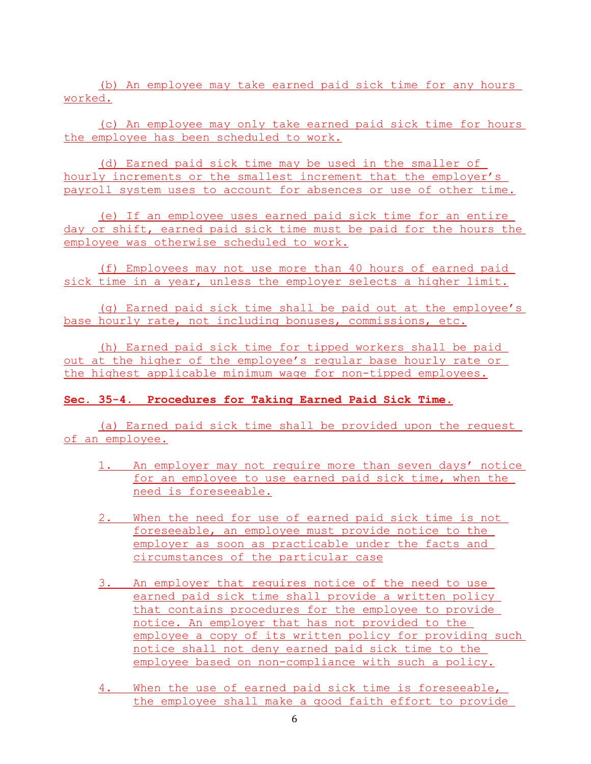(b) An employee may take earned paid sick time for any hours worked.

(c) An employee may only take earned paid sick time for hours the employee has been scheduled to work.

(d) Earned paid sick time may be used in the smaller of hourly increments or the smallest increment that the employer's payroll system uses to account for absences or use of other time.

(e) If an employee uses earned paid sick time for an entire day or shift, earned paid sick time must be paid for the hours the employee was otherwise scheduled to work.

(f) Employees may not use more than 40 hours of earned paid sick time in a year, unless the employer selects a higher limit.

(g) Earned paid sick time shall be paid out at the employee's base hourly rate, not including bonuses, commissions, etc.

(h) Earned paid sick time for tipped workers shall be paid out at the higher of the employee's regular base hourly rate or the highest applicable minimum wage for non-tipped employees.

**Sec. 35-4. Procedures for Taking Earned Paid Sick Time.**

(a) Earned paid sick time shall be provided upon the request of an employee.

1. An employer may not require more than seven days' notice for an employee to use earned paid sick time, when the need is foreseeable.

2. When the need for use of earned paid sick time is not foreseeable, an employee must provide notice to the employer as soon as practicable under the facts and circumstances of the particular case

3. An employer that requires notice of the need to use earned paid sick time shall provide a written policy that contains procedures for the employee to provide notice. An employer that has not provided to the employee a copy of its written policy for providing such notice shall not deny earned paid sick time to the employee based on non-compliance with such a policy.

4. When the use of earned paid sick time is foreseeable, the employee shall make a good faith effort to provide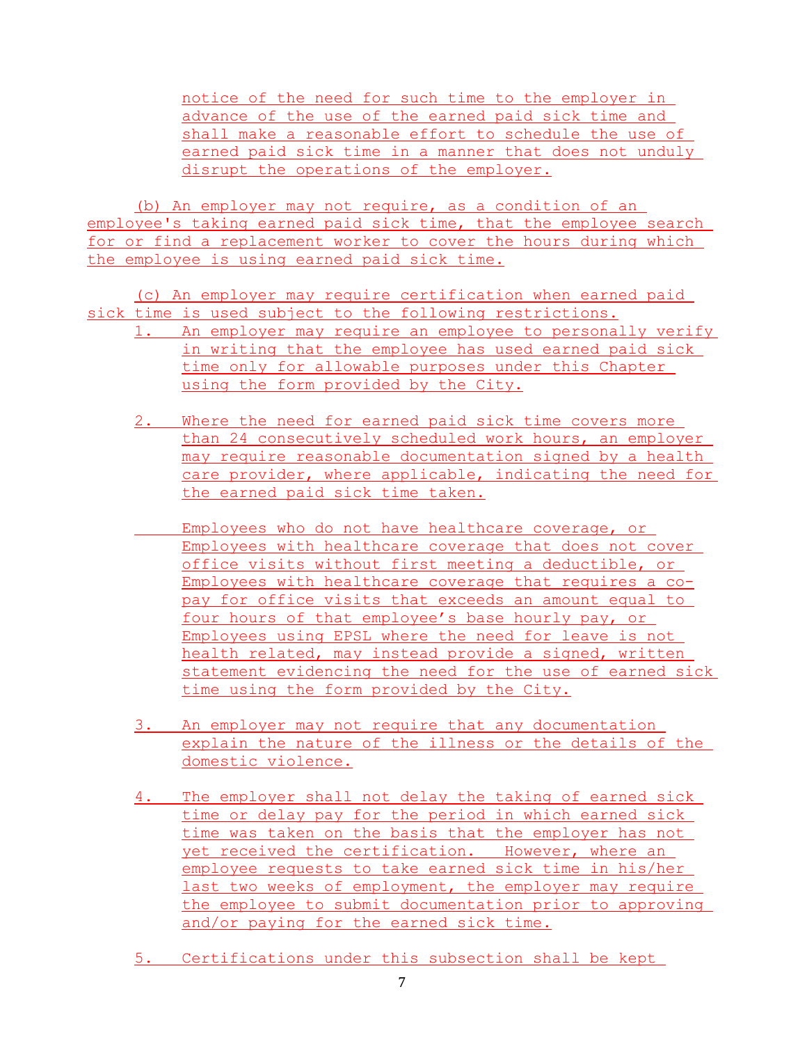notice of the need for such time to the employer in advance of the use of the earned paid sick time and shall make a reasonable effort to schedule the use of earned paid sick time in a manner that does not unduly disrupt the operations of the employer.

(b) An employer may not require, as a condition of an employee's taking earned paid sick time, that the employee search for or find a replacement worker to cover the hours during which the employee is using earned paid sick time.

(c) An employer may require certification when earned paid sick time is used subject to the following restrictions.

1. An employer may require an employee to personally verify in writing that the employee has used earned paid sick time only for allowable purposes under this Chapter using the form provided by the City.

2. Where the need for earned paid sick time covers more than 24 consecutively scheduled work hours, an employer may require reasonable documentation signed by a health care provider, where applicable, indicating the need for the earned paid sick time taken.

   Employees who do not have healthcare coverage, or Employees with healthcare coverage that does not cover office visits without first meeting a deductible, or Employees with healthcare coverage that requires a co-pay for office visits that exceeds an amount equal to four hours of that employee's base hourly pay, or Employees using EPSL where the need for leave is not health related, may instead provide a signed, written statement evidencing the need for the use of earned sick time using the form provided by the City.

3. An employer may not require that any documentation explain the nature of the illness or the details of the domestic violence.

4. The employer shall not delay the taking of earned sick time or delay pay for the period in which earned sick time was taken on the basis that the employer has not yet received the certification. However, where an employee requests to take earned sick time in his/her last two weeks of employment, the employer may require the employee to submit documentation prior to approving and/or paying for the earned sick time.

5. Certifications under this subsection shall be kept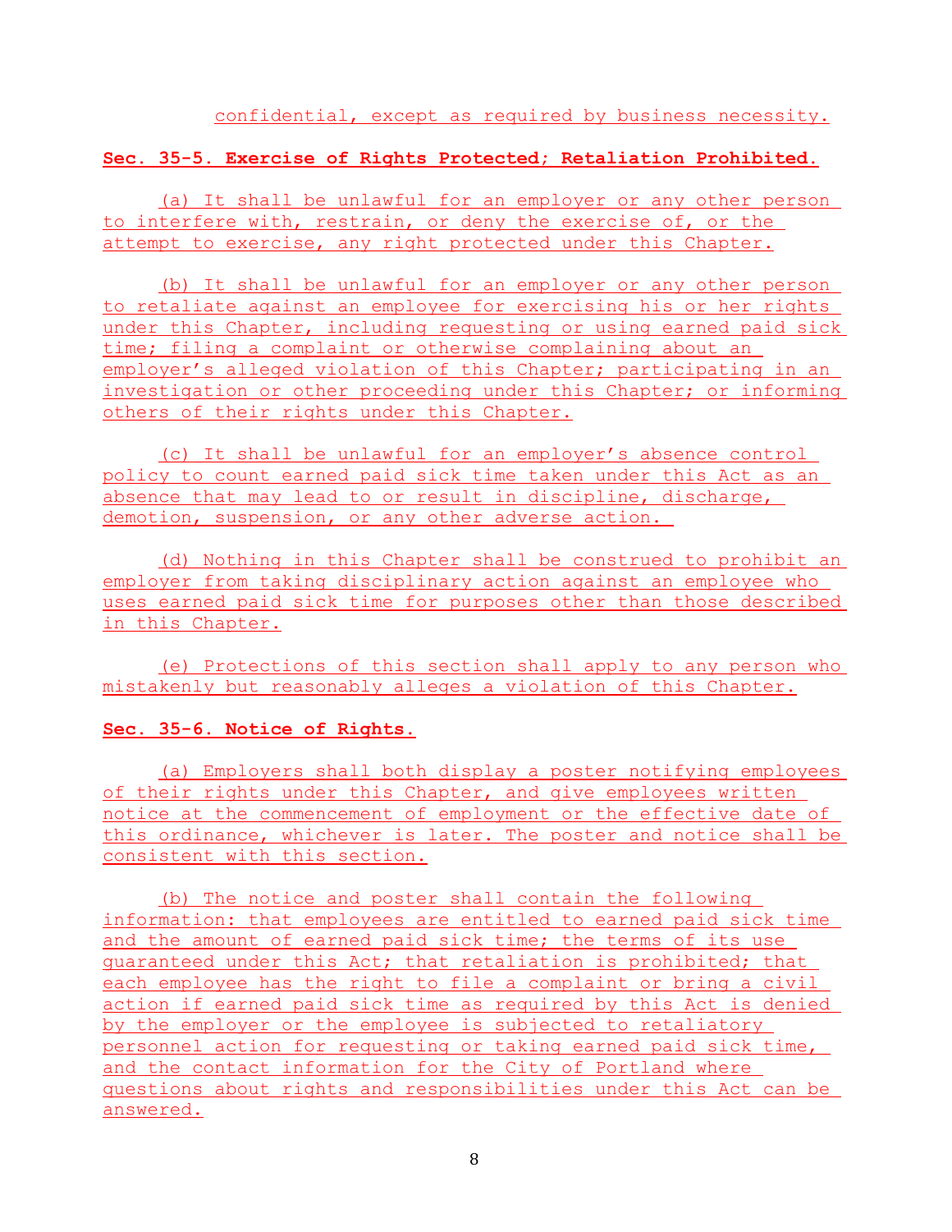confidential, except as required by business necessity.

**Sec. 35-5. Exercise of Rights Protected; Retaliation Prohibited.**

(a) It shall be unlawful for an employer or any other person to interfere with, restrain, or deny the exercise of, or the attempt to exercise, any right protected under this Chapter.

(b) It shall be unlawful for an employer or any other person to retaliate against an employee for exercising his or her rights under this Chapter, including requesting or using earned paid sick time; filing a complaint or otherwise complaining about an employer's alleged violation of this Chapter; participating in an investigation or other proceeding under this Chapter; or informing others of their rights under this Chapter.

(c) It shall be unlawful for an employer's absence control policy to count earned paid sick time taken under this Act as an absence that may lead to or result in discipline, discharge, demotion, suspension, or any other adverse action.

(d) Nothing in this Chapter shall be construed to prohibit an employer from taking disciplinary action against an employee who uses earned paid sick time for purposes other than those described in this Chapter.

(e) Protections of this section shall apply to any person who mistakenly but reasonably alleges a violation of this Chapter.

**Sec. 35-6. Notice of Rights.**

(a) Employers shall both display a poster notifying employees of their rights under this Chapter, and give employees written notice at the commencement of employment or the effective date of this ordinance, whichever is later. The poster and notice shall be consistent with this section.

(b) The notice and poster shall contain the following information: that employees are entitled to earned paid sick time and the amount of earned paid sick time; the terms of its use guaranteed under this Act; that retaliation is prohibited; that each employee has the right to file a complaint or bring a civil action if earned paid sick time as required by this Act is denied by the employer or the employee is subjected to retaliatory personnel action for requesting or taking earned paid sick time, and the contact information for the City of Portland where questions about rights and responsibilities under this Act can be answered.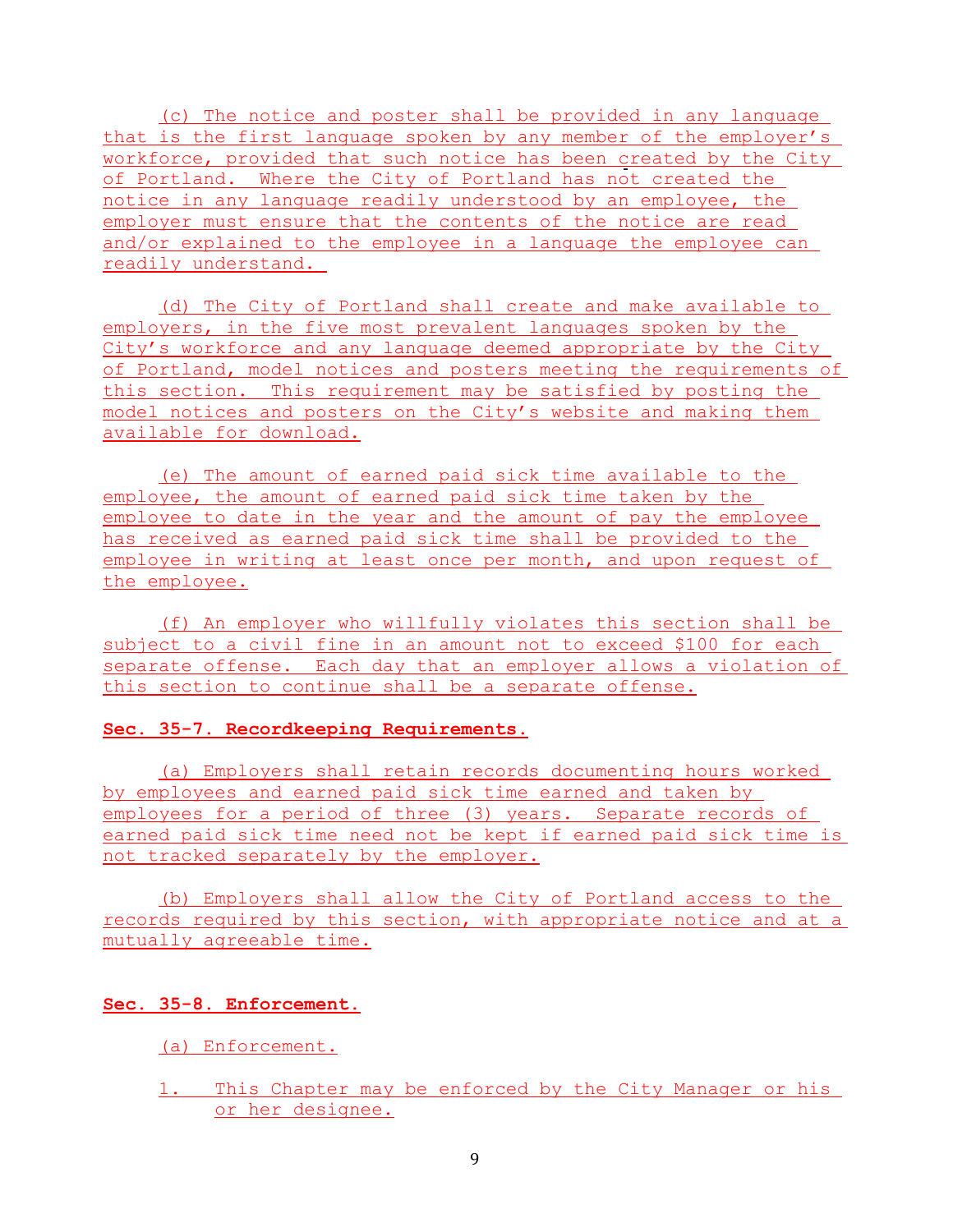(c) The notice and poster shall be provided in any language that is the first language spoken by any member of the employer's workforce, provided that such notice has been created by the City of Portland. Where the City of Portland has not created the notice in any language readily understood by an employee, the employer must ensure that the contents of the notice are read and/or explained to the employee in a language the employee can readily understand.

(d) The City of Portland shall create and make available to employers, in the five most prevalent languages spoken by the City's workforce and any language deemed appropriate by the City of Portland, model notices and posters meeting the requirements of this section. This requirement may be satisfied by posting the model notices and posters on the City's website and making them available for download.

(e) The amount of earned paid sick time available to the employee, the amount of earned paid sick time taken by the employee to date in the year and the amount of pay the employee has received as earned paid sick time shall be provided to the employee in writing at least once per month, and upon request of the employee.

(f) An employer who willfully violates this section shall be subject to a civil fine in an amount not to exceed $100 for each separate offense. Each day that an employer allows a violation of this section to continue shall be a separate offense.

**Sec. 35-7. Recordkeeping Requirements.**

(a) Employers shall retain records documenting hours worked by employees and earned paid sick time earned and taken by employees for a period of three (3) years. Separate records of earned paid sick time need not be kept if earned paid sick time is not tracked separately by the employer.

(b) Employers shall allow the City of Portland access to the records required by this section, with appropriate notice and at a mutually agreeable time.

**Sec. 35-8. Enforcement.**

(a) Enforcement.

1. This Chapter may be enforced by the City Manager or his or her designee.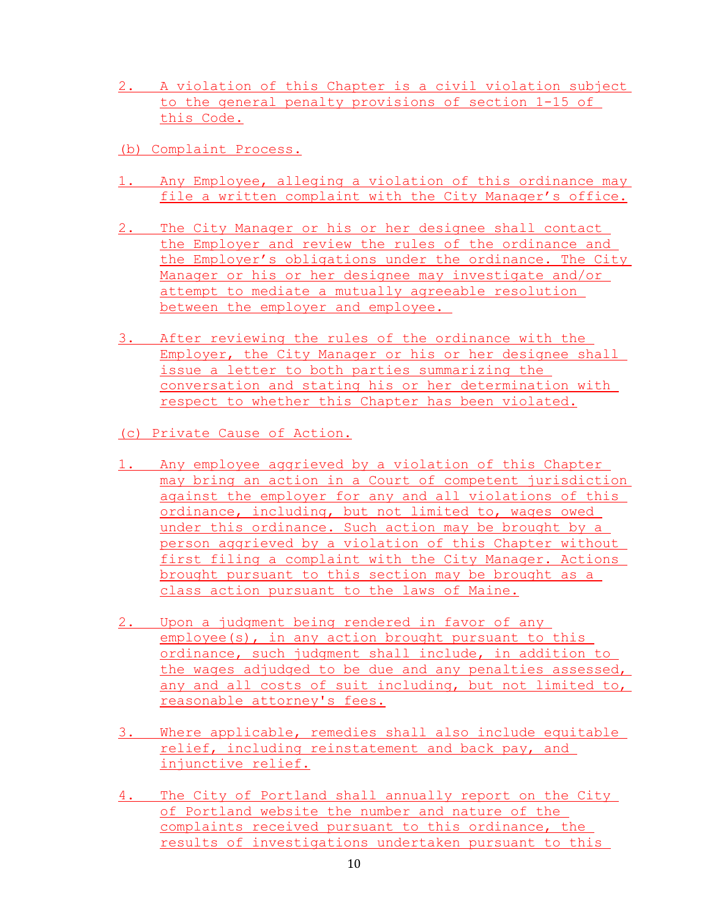2. A violation of this Chapter is a civil violation subject to the general penalty provisions of section 1-15 of this Code.

(b) Complaint Process.

1. Any Employee, alleging a violation of this ordinance may file a written complaint with the City Manager's office.

2. The City Manager or his or her designee shall contact the Employer and review the rules of the ordinance and the Employer's obligations under the ordinance. The City Manager or his or her designee may investigate and/or attempt to mediate a mutually agreeable resolution between the employer and employee.

3. After reviewing the rules of the ordinance with the Employer, the City Manager or his or her designee shall issue a letter to both parties summarizing the conversation and stating his or her determination with respect to whether this Chapter has been violated.

(c) Private Cause of Action.

1. Any employee aggrieved by a violation of this Chapter may bring an action in a Court of competent jurisdiction against the employer for any and all violations of this ordinance, including, but not limited to, wages owed under this ordinance. Such action may be brought by a person aggrieved by a violation of this Chapter without first filing a complaint with the City Manager. Actions brought pursuant to this section may be brought as a class action pursuant to the laws of Maine.

2. Upon a judgment being rendered in favor of any employee(s), in any action brought pursuant to this ordinance, such judgment shall include, in addition to the wages adjudged to be due and any penalties assessed, any and all costs of suit including, but not limited to, reasonable attorney's fees.

3. Where applicable, remedies shall also include equitable relief, including reinstatement and back pay, and injunctive relief.

4. The City of Portland shall annually report on the City of Portland website the number and nature of the complaints received pursuant to this ordinance, the results of investigations undertaken pursuant to this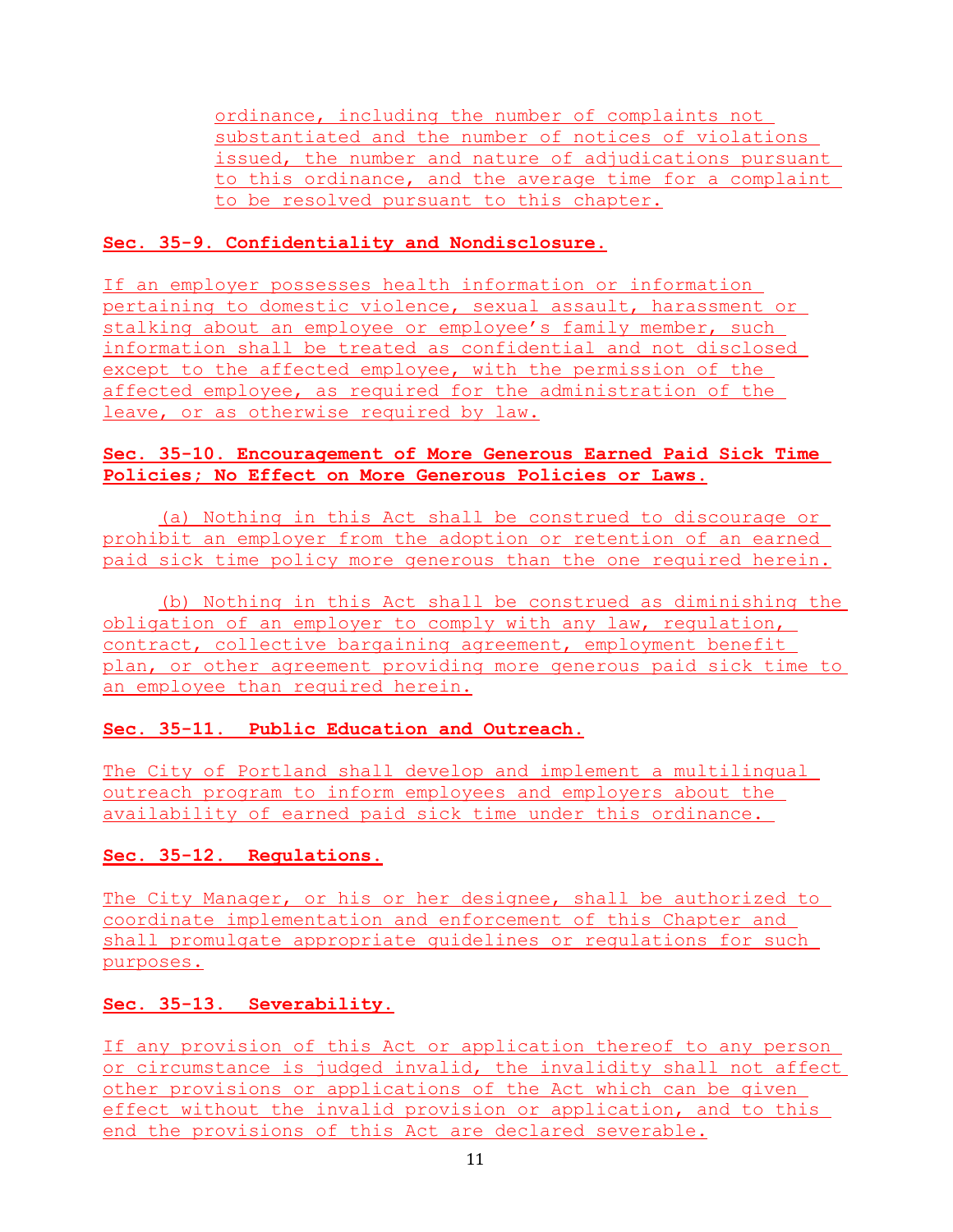ordinance, including the number of complaints not substantiated and the number of notices of violations issued, the number and nature of adjudications pursuant to this ordinance, and the average time for a complaint to be resolved pursuant to this chapter.

**Sec. 35-9. Confidentiality and Nondisclosure.**

If an employer possesses health information or information pertaining to domestic violence, sexual assault, harassment or stalking about an employee or employee's family member, such information shall be treated as confidential and not disclosed except to the affected employee, with the permission of the affected employee, as required for the administration of the leave, or as otherwise required by law.

**Sec. 35-10. Encouragement of More Generous Earned Paid Sick Time Policies; No Effect on More Generous Policies or Laws.**

(a) Nothing in this Act shall be construed to discourage or prohibit an employer from the adoption or retention of an earned paid sick time policy more generous than the one required herein.

(b) Nothing in this Act shall be construed as diminishing the obligation of an employer to comply with any law, regulation, contract, collective bargaining agreement, employment benefit plan, or other agreement providing more generous paid sick time to an employee than required herein.

**Sec. 35-11. Public Education and Outreach.**

The City of Portland shall develop and implement a multilingual outreach program to inform employees and employers about the availability of earned paid sick time under this ordinance.

**Sec. 35-12. Regulations.**

The City Manager, or his or her designee, shall be authorized to coordinate implementation and enforcement of this Chapter and shall promulgate appropriate guidelines or regulations for such purposes.

**Sec. 35-13. Severability.**

If any provision of this Act or application thereof to any person or circumstance is judged invalid, the invalidity shall not affect other provisions or applications of the Act which can be given effect without the invalid provision or application, and to this end the provisions of this Act are declared severable.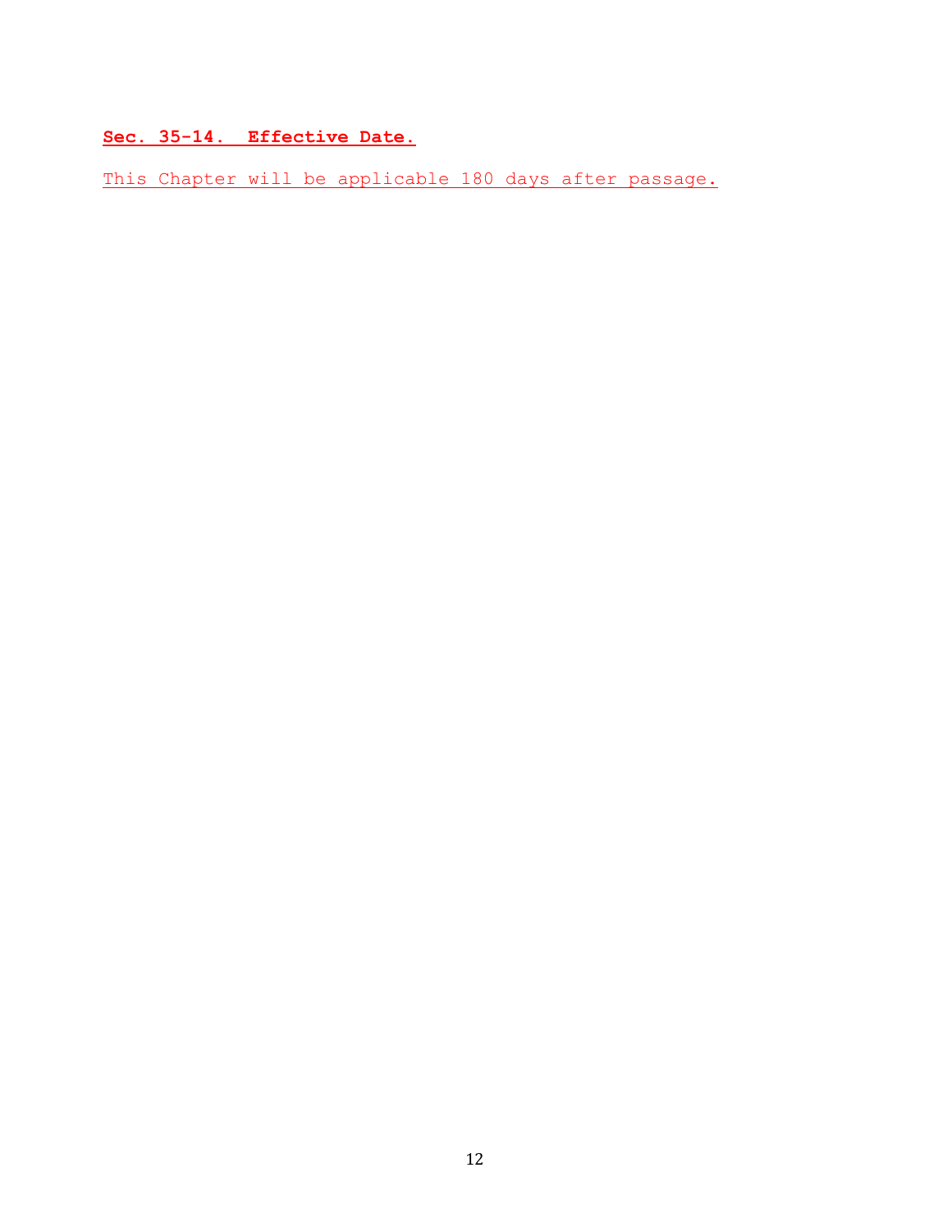**Sec. 35-14. Effective Date.**

This Chapter will be applicable 180 days after passage.